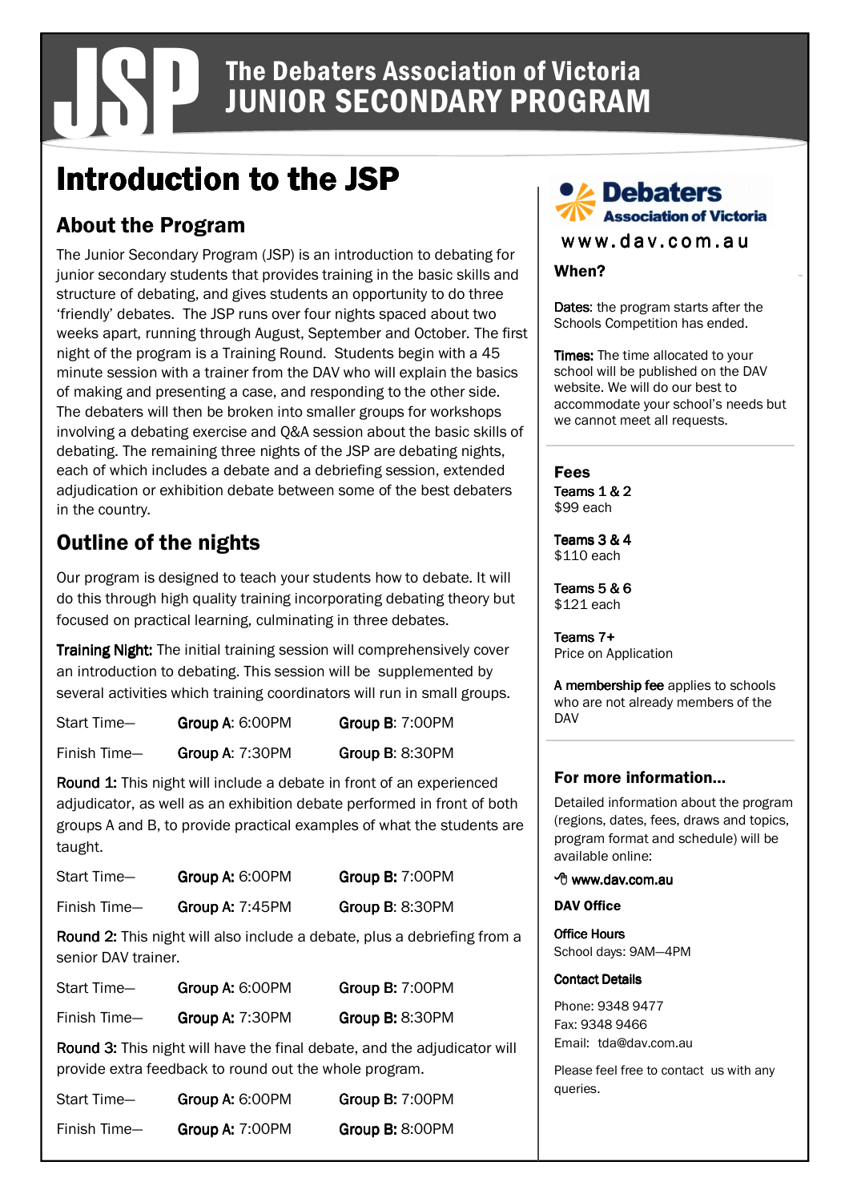# The Debaters Association of Victoria JUNIOR SECONDARY PROGRAM

# Introduction to the JSP

## About the Program

The Junior Secondary Program (JSP) is an introduction to debating for junior secondary students that provides training in the basic skills and structure of debating, and gives students an opportunity to do three 'friendly' debates. The JSP runs over four nights spaced about two weeks apart, running through August, September and October. The first night of the program is a Training Round. Students begin with a 45 minute session with a trainer from the DAV who will explain the basics of making and presenting a case, and responding to the other side. The debaters will then be broken into smaller groups for workshops involving a debating exercise and Q&A session about the basic skills of debating. The remaining three nights of the JSP are debating nights, each of which includes a debate and a debriefing session, extended adjudication or exhibition debate between some of the best debaters in the country.

## Outline of the nights

Our program is designed to teach your students how to debate. It will do this through high quality training incorporating debating theory but focused on practical learning, culminating in three debates.

**Training Night:** The initial training session will comprehensively cover an introduction to debating. This session will be supplemented by several activities which training coordinators will run in small groups.

| | | |
|---|---|---|
| Start Time— | **Group A**: 6:00PM | **Group B**: 7:00PM |
| Finish Time— | **Group A**: 7:30PM | **Group B**: 8:30PM |

**Round 1:** This night will include a debate in front of an experienced adjudicator, as well as an exhibition debate performed in front of both groups A and B, to provide practical examples of what the students are taught.

| | | |
|---|---|---|
| Start Time— | **Group A:** 6:00PM | **Group B:** 7:00PM |
| Finish Time— | **Group A:** 7:45PM | **Group B**: 8:30PM |

**Round 2:** This night will also include a debate, plus a debriefing from a senior DAV trainer.

| | | |
|---|---|---|
| Start Time— | **Group A:** 6:00PM | **Group B:** 7:00PM |
| Finish Time— | **Group A:** 7:30PM | **Group B:** 8:30PM |

**Round 3:** This night will have the final debate, and the adjudicator will provide extra feedback to round out the whole program.

| | | |
|---|---|---|
| Start Time— | **Group A:** 6:00PM | **Group B:** 7:00PM |
| Finish Time— | **Group A:** 7:00PM | **Group B:** 8:00PM |

**Debaters Association of Victoria**

www.dav.com.au

### When?

**Dates**: the program starts after the Schools Competition has ended.

**Times:** The time allocated to your school will be published on the DAV website. We will do our best to accommodate your school's needs but we cannot meet all requests.

### Fees

**Teams 1 & 2**
$99 each

**Teams 3 & 4**
$110 each

**Teams 5 & 6**
$121 each

**Teams 7+**
Price on Application

**A membership fee** applies to schools who are not already members of the DAV

### For more information...

Detailed information about the program (regions, dates, fees, draws and topics, program format and schedule) will be available online:

**www.dav.com.au**

**DAV Office**

**Office Hours**
School days: 9AM—4PM

**Contact Details**

Phone: 9348 9477
Fax: 9348 9466
Email: tda@dav.com.au

Please feel free to contact us with any queries.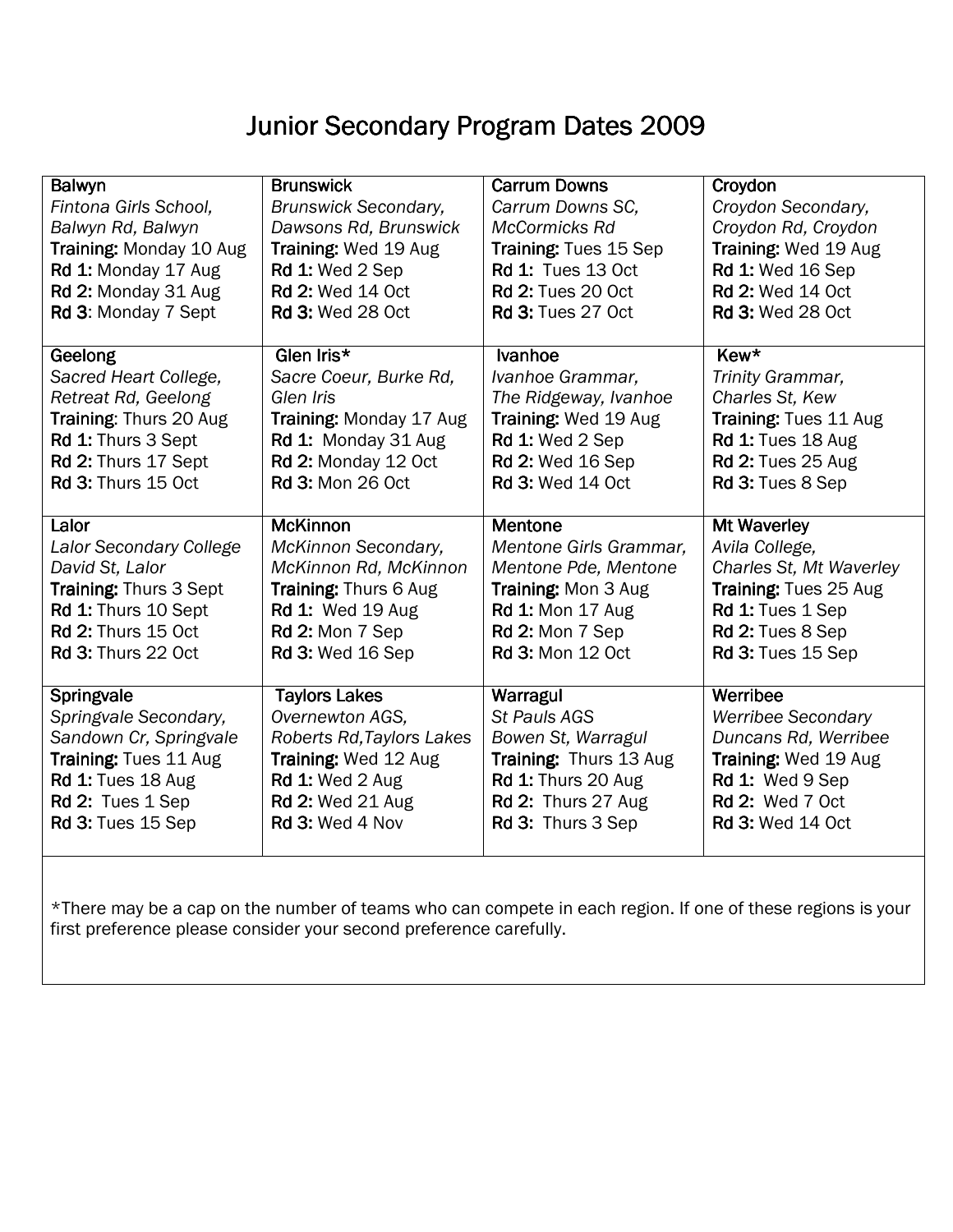# Junior Secondary Program Dates 2009

| | | | |
|---|---|---|---|
| **Balwyn**<br>*Fintona Girls School, Balwyn Rd, Balwyn*<br>**Training:** Monday 10 Aug<br>**Rd 1:** Monday 17 Aug<br>**Rd 2:** Monday 31 Aug<br>**Rd 3**: Monday 7 Sept | **Brunswick**<br>*Brunswick Secondary, Dawsons Rd, Brunswick*<br>**Training:** Wed 19 Aug<br>**Rd 1:** Wed 2 Sep<br>**Rd 2:** Wed 14 Oct<br>**Rd 3:** Wed 28 Oct | **Carrum Downs**<br>*Carrum Downs SC, McCormicks Rd*<br>**Training:** Tues 15 Sep<br>**Rd 1:** Tues 13 Oct<br>**Rd 2:** Tues 20 Oct<br>**Rd 3:** Tues 27 Oct | **Croydon**<br>*Croydon Secondary, Croydon Rd, Croydon*<br>**Training:** Wed 19 Aug<br>**Rd 1:** Wed 16 Sep<br>**Rd 2:** Wed 14 Oct<br>**Rd 3:** Wed 28 Oct |
| **Geelong**<br>*Sacred Heart College, Retreat Rd, Geelong*<br>**Training**: Thurs 20 Aug<br>**Rd 1:** Thurs 3 Sept<br>**Rd 2:** Thurs 17 Sept<br>**Rd 3:** Thurs 15 Oct | **Glen Iris***<br>*Sacre Coeur, Burke Rd, Glen Iris*<br>**Training:** Monday 17 Aug<br>**Rd 1:** Monday 31 Aug<br>**Rd 2:** Monday 12 Oct<br>**Rd 3:** Mon 26 Oct | **Ivanhoe**<br>*Ivanhoe Grammar, The Ridgeway, Ivanhoe*<br>**Training:** Wed 19 Aug<br>**Rd 1:** Wed 2 Sep<br>**Rd 2:** Wed 16 Sep<br>**Rd 3:** Wed 14 Oct | **Kew***<br>*Trinity Grammar, Charles St, Kew*<br>**Training:** Tues 11 Aug<br>**Rd 1:** Tues 18 Aug<br>**Rd 2:** Tues 25 Aug<br>**Rd 3:** Tues 8 Sep |
| **Lalor**<br>*Lalor Secondary College David St, Lalor*<br>**Training:** Thurs 3 Sept<br>**Rd 1:** Thurs 10 Sept<br>**Rd 2:** Thurs 15 Oct<br>**Rd 3:** Thurs 22 Oct | **McKinnon**<br>*McKinnon Secondary, McKinnon Rd, McKinnon*<br>**Training:** Thurs 6 Aug<br>**Rd 1:** Wed 19 Aug<br>**Rd 2:** Mon 7 Sep<br>**Rd 3:** Wed 16 Sep | **Mentone**<br>*Mentone Girls Grammar, Mentone Pde, Mentone*<br>**Training:** Mon 3 Aug<br>**Rd 1:** Mon 17 Aug<br>**Rd 2:** Mon 7 Sep<br>**Rd 3:** Mon 12 Oct | **Mt Waverley**<br>*Avila College, Charles St, Mt Waverley*<br>**Training:** Tues 25 Aug<br>**Rd 1:** Tues 1 Sep<br>**Rd 2:** Tues 8 Sep<br>**Rd 3:** Tues 15 Sep |
| **Springvale**<br>*Springvale Secondary, Sandown Cr, Springvale*<br>**Training:** Tues 11 Aug<br>**Rd 1:** Tues 18 Aug<br>**Rd 2:** Tues 1 Sep<br>**Rd 3:** Tues 15 Sep | **Taylors Lakes**<br>*Overnewton AGS, Roberts Rd,Taylors Lakes*<br>**Training:** Wed 12 Aug<br>**Rd 1:** Wed 2 Aug<br>**Rd 2:** Wed 21 Aug<br>**Rd 3:** Wed 4 Nov | **Warragul**<br>*St Pauls AGS Bowen St, Warragul*<br>**Training:** Thurs 13 Aug<br>**Rd 1:** Thurs 20 Aug<br>**Rd 2:** Thurs 27 Aug<br>**Rd 3:** Thurs 3 Sep | **Werribee**<br>*Werribee Secondary Duncans Rd, Werribee*<br>**Training:** Wed 19 Aug<br>**Rd 1:** Wed 9 Sep<br>**Rd 2:** Wed 7 Oct<br>**Rd 3:** Wed 14 Oct |

*There may be a cap on the number of teams who can compete in each region. If one of these regions is your first preference please consider your second preference carefully.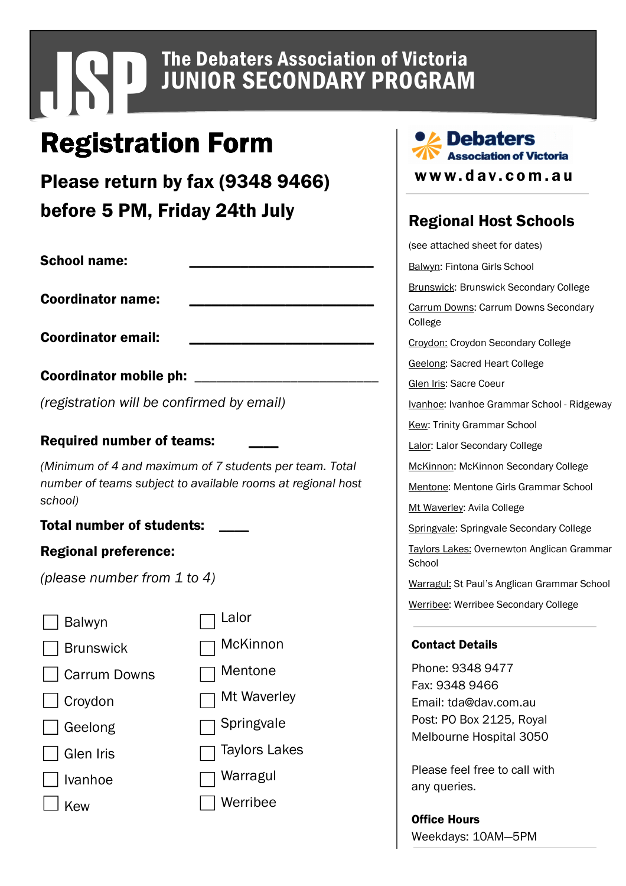# The Debaters Association of Victoria JUNIOR SECONDARY PROGRAM

# Registration Form

## Please return by fax (9348 9466) before 5 PM, Friday 24th July

**School name:** ______________________

**Coordinator name:** ______________________

**Coordinator email:** ______________________

**Coordinator mobile ph:** ______________________

*(registration will be confirmed by email)*

**Required number of teams:** ____

*(Minimum of 4 and maximum of 7 students per team. Total number of teams subject to available rooms at regional host school)*

**Total number of students:** ____

**Regional preference:**

*(please number from 1 to 4)*

- ☐ Balwyn
- ☐ Brunswick
- ☐ Carrum Downs
- ☐ Croydon
- ☐ Geelong
- ☐ Glen Iris
- ☐ Ivanhoe
- ☐ Kew
- ☐ Lalor
- ☐ McKinnon
- ☐ Mentone
- ☐ Mt Waverley
- ☐ Springvale
- ☐ Taylors Lakes
- ☐ Warragul
- ☐ Werribee

Debaters Association of Victoria

www.dav.com.au

## Regional Host Schools

(see attached sheet for dates)

Balwyn: Fintona Girls School

Brunswick: Brunswick Secondary College

Carrum Downs: Carrum Downs Secondary College

Croydon: Croydon Secondary College

Geelong: Sacred Heart College

Glen Iris: Sacre Coeur

Ivanhoe: Ivanhoe Grammar School - Ridgeway

Kew: Trinity Grammar School

Lalor: Lalor Secondary College

McKinnon: McKinnon Secondary College

Mentone: Mentone Girls Grammar School

Mt Waverley: Avila College

Springvale: Springvale Secondary College

Taylors Lakes: Overnewton Anglican Grammar School

Warragul: St Paul's Anglican Grammar School

Werribee: Werribee Secondary College

### Contact Details

Phone: 9348 9477
Fax: 9348 9466
Email: tda@dav.com.au
Post: PO Box 2125, Royal Melbourne Hospital 3050

Please feel free to call with any queries.

### Office Hours

Weekdays: 10AM—5PM